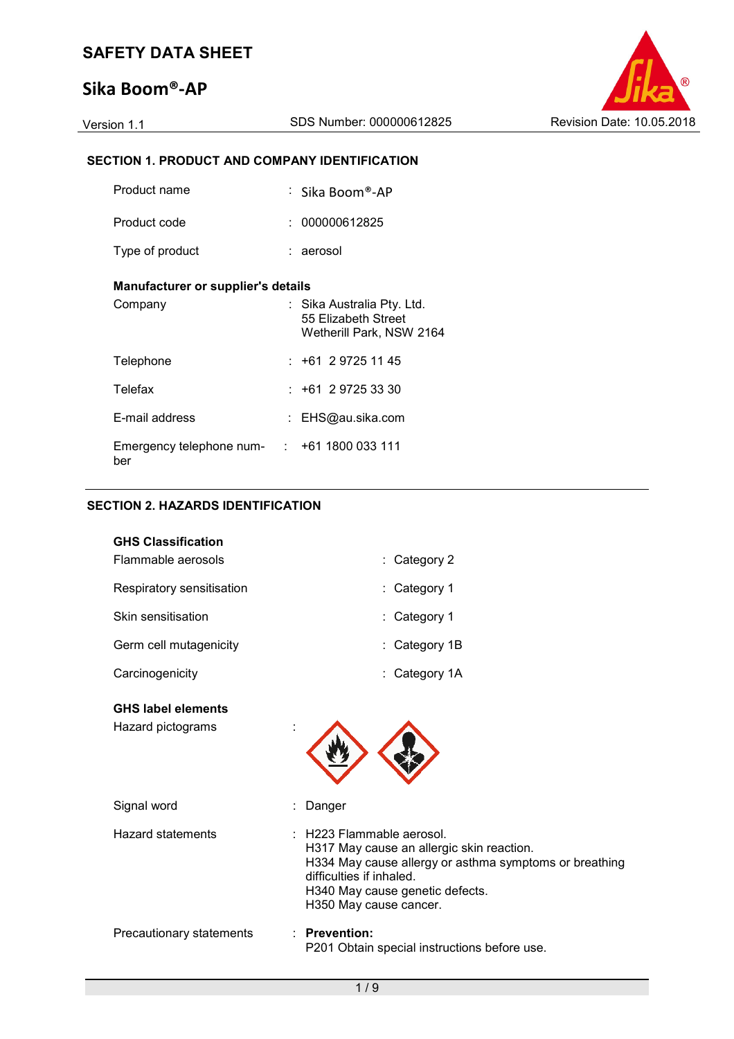# SAFETY DATA SHEET

# Sika Boom®-AP

Version 1.1 | SDS Number: 000000612825 | Revision Date: 10.05.2018

## SECTION 1. PRODUCT AND COMPANY IDENTIFICATION

| | | |
|---|---|---|
| Product name | : | Sika Boom®-AP |
| Product code | : | 000000612825 |
| Type of product | : | aerosol |

**Manufacturer or supplier's details**

| | | |
|---|---|---|
| Company | : | Sika Australia Pty. Ltd.<br>55 Elizabeth Street<br>Wetherill Park, NSW 2164 |
| Telephone | : | +61 2 9725 11 45 |
| Telefax | : | +61 2 9725 33 30 |
| E-mail address | : | EHS@au.sika.com |
| Emergency telephone number | : | +61 1800 033 111 |

## SECTION 2. HAZARDS IDENTIFICATION

**GHS Classification**

| | | |
|---|---|---|
| Flammable aerosols | : | Category 2 |
| Respiratory sensitisation | : | Category 1 |
| Skin sensitisation | : | Category 1 |
| Germ cell mutagenicity | : | Category 1B |
| Carcinogenicity | : | Category 1A |

**GHS label elements**

Hazard pictograms :

Signal word : Danger

Hazard statements :
H223 Flammable aerosol.
H317 May cause an allergic skin reaction.
H334 May cause allergy or asthma symptoms or breathing difficulties if inhaled.
H340 May cause genetic defects.
H350 May cause cancer.

Precautionary statements :
**Prevention:**
P201 Obtain special instructions before use.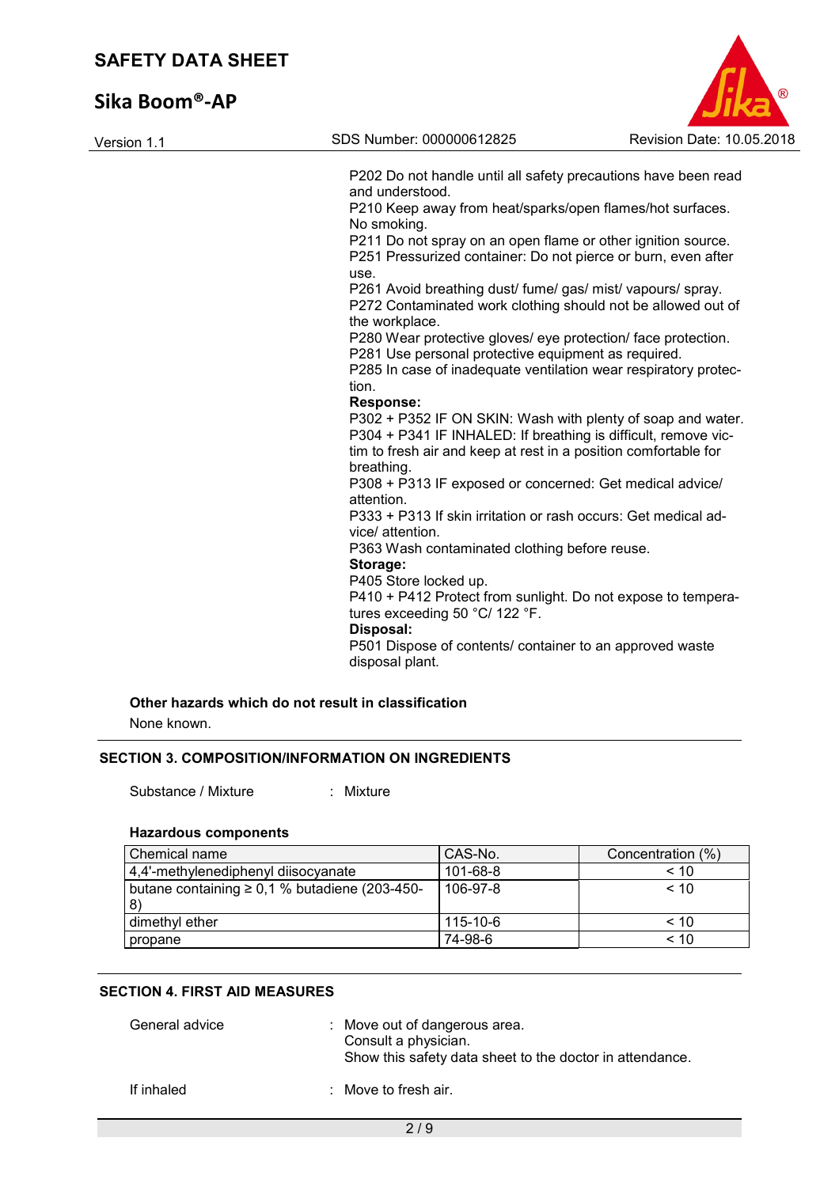P202 Do not handle until all safety precautions have been read and understood.
P210 Keep away from heat/sparks/open flames/hot surfaces. No smoking.
P211 Do not spray on an open flame or other ignition source.
P251 Pressurized container: Do not pierce or burn, even after use.
P261 Avoid breathing dust/ fume/ gas/ mist/ vapours/ spray.
P272 Contaminated work clothing should not be allowed out of the workplace.
P280 Wear protective gloves/ eye protection/ face protection.
P281 Use personal protective equipment as required.
P285 In case of inadequate ventilation wear respiratory protection.

**Response:**

P302 + P352 IF ON SKIN: Wash with plenty of soap and water.
P304 + P341 IF INHALED: If breathing is difficult, remove victim to fresh air and keep at rest in a position comfortable for breathing.
P308 + P313 IF exposed or concerned: Get medical advice/ attention.
P333 + P313 If skin irritation or rash occurs: Get medical advice/ attention.
P363 Wash contaminated clothing before reuse.

**Storage:**

P405 Store locked up.
P410 + P412 Protect from sunlight. Do not expose to temperatures exceeding 50 °C/ 122 °F.

**Disposal:**

P501 Dispose of contents/ container to an approved waste disposal plant.

**Other hazards which do not result in classification**

None known.

## SECTION 3. COMPOSITION/INFORMATION ON INGREDIENTS

Substance / Mixture : Mixture

**Hazardous components**

| Chemical name | CAS-No. | Concentration (%) |
|---|---|---|
| 4,4'-methylenediphenyl diisocyanate | 101-68-8 | < 10 |
| butane containing ≥ 0,1 % butadiene (203-450-8) | 106-97-8 | < 10 |
| dimethyl ether | 115-10-6 | < 10 |
| propane | 74-98-6 | < 10 |

## SECTION 4. FIRST AID MEASURES

General advice : Move out of dangerous area.
Consult a physician.
Show this safety data sheet to the doctor in attendance.

If inhaled : Move to fresh air.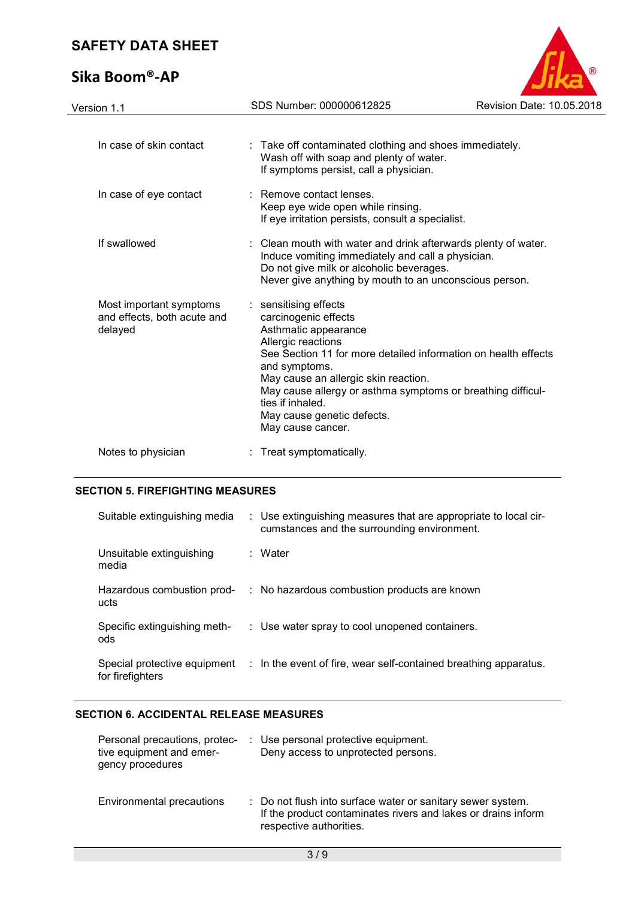| | | |
|---|---|---|
| In case of skin contact | : | Take off contaminated clothing and shoes immediately.<br>Wash off with soap and plenty of water.<br>If symptoms persist, call a physician. |
| In case of eye contact | : | Remove contact lenses.<br>Keep eye wide open while rinsing.<br>If eye irritation persists, consult a specialist. |
| If swallowed | : | Clean mouth with water and drink afterwards plenty of water.<br>Induce vomiting immediately and call a physician.<br>Do not give milk or alcoholic beverages.<br>Never give anything by mouth to an unconscious person. |
| Most important symptoms and effects, both acute and delayed | : | sensitising effects<br>carcinogenic effects<br>Asthmatic appearance<br>Allergic reactions<br>See Section 11 for more detailed information on health effects and symptoms.<br>May cause an allergic skin reaction.<br>May cause allergy or asthma symptoms or breathing difficulties if inhaled.<br>May cause genetic defects.<br>May cause cancer. |
| Notes to physician | : | Treat symptomatically. |

## SECTION 5. FIREFIGHTING MEASURES

| | | |
|---|---|---|
| Suitable extinguishing media | : | Use extinguishing measures that are appropriate to local circumstances and the surrounding environment. |
| Unsuitable extinguishing media | : | Water |
| Hazardous combustion products | : | No hazardous combustion products are known |
| Specific extinguishing methods | : | Use water spray to cool unopened containers. |
| Special protective equipment for firefighters | : | In the event of fire, wear self-contained breathing apparatus. |

## SECTION 6. ACCIDENTAL RELEASE MEASURES

| | | |
|---|---|---|
| Personal precautions, protective equipment and emergency procedures | : | Use personal protective equipment.<br>Deny access to unprotected persons. |
| Environmental precautions | : | Do not flush into surface water or sanitary sewer system.<br>If the product contaminates rivers and lakes or drains inform respective authorities. |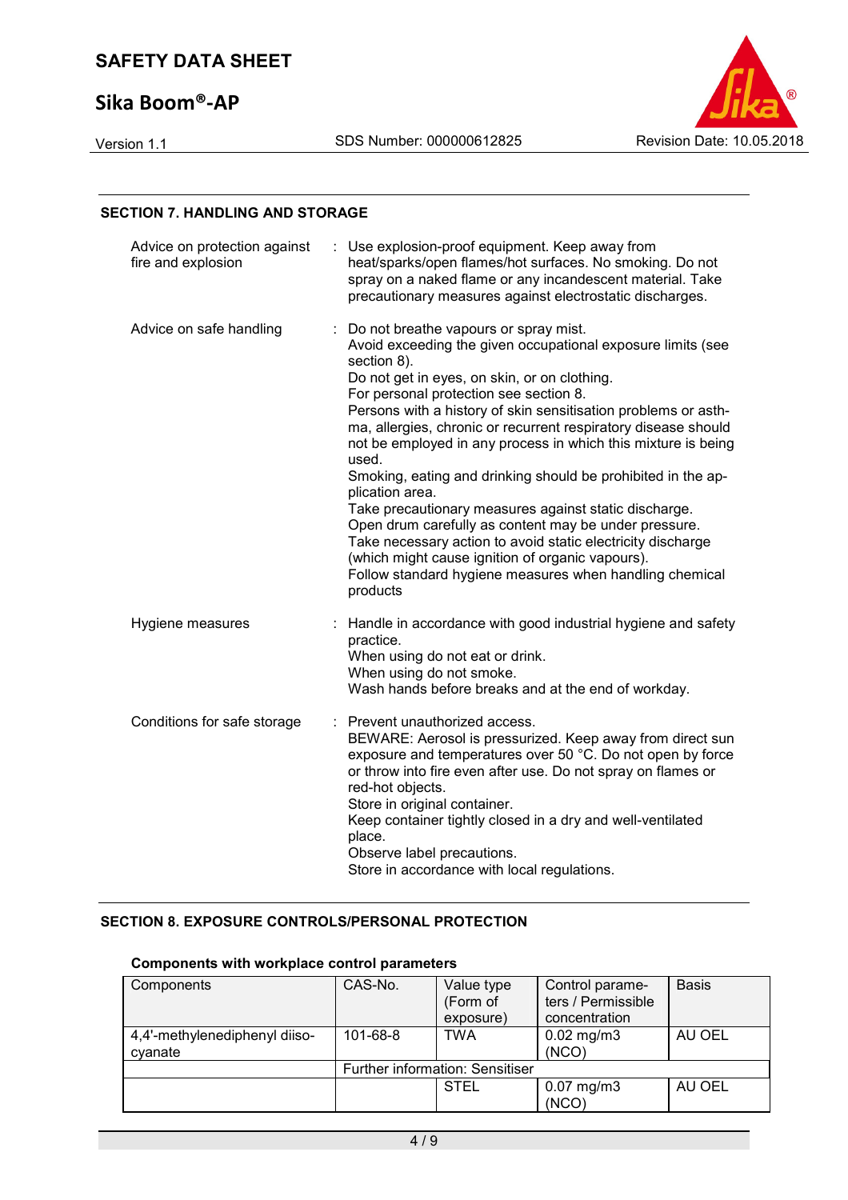## SECTION 7. HANDLING AND STORAGE

| | |
|---|---|
| Advice on protection against fire and explosion | : Use explosion-proof equipment. Keep away from heat/sparks/open flames/hot surfaces. No smoking. Do not spray on a naked flame or any incandescent material. Take precautionary measures against electrostatic discharges. |
| Advice on safe handling | : Do not breathe vapours or spray mist.<br>Avoid exceeding the given occupational exposure limits (see section 8).<br>Do not get in eyes, on skin, or on clothing.<br>For personal protection see section 8.<br>Persons with a history of skin sensitisation problems or asthma, allergies, chronic or recurrent respiratory disease should not be employed in any process in which this mixture is being used.<br>Smoking, eating and drinking should be prohibited in the application area.<br>Take precautionary measures against static discharge.<br>Open drum carefully as content may be under pressure.<br>Take necessary action to avoid static electricity discharge (which might cause ignition of organic vapours).<br>Follow standard hygiene measures when handling chemical products |
| Hygiene measures | : Handle in accordance with good industrial hygiene and safety practice.<br>When using do not eat or drink.<br>When using do not smoke.<br>Wash hands before breaks and at the end of workday. |
| Conditions for safe storage | : Prevent unauthorized access.<br>BEWARE: Aerosol is pressurized. Keep away from direct sun exposure and temperatures over 50 °C. Do not open by force or throw into fire even after use. Do not spray on flames or red-hot objects.<br>Store in original container.<br>Keep container tightly closed in a dry and well-ventilated place.<br>Observe label precautions.<br>Store in accordance with local regulations. |

## SECTION 8. EXPOSURE CONTROLS/PERSONAL PROTECTION

### Components with workplace control parameters

| Components | CAS-No. | Value type (Form of exposure) | Control parameters / Permissible concentration | Basis |
|---|---|---|---|---|
| 4,4'-methylenediphenyl diisocyanate | 101-68-8 | TWA | 0.02 mg/m3 (NCO) | AU OEL |
| | Further information: Sensitiser | | | |
| | | STEL | 0.07 mg/m3 (NCO) | AU OEL |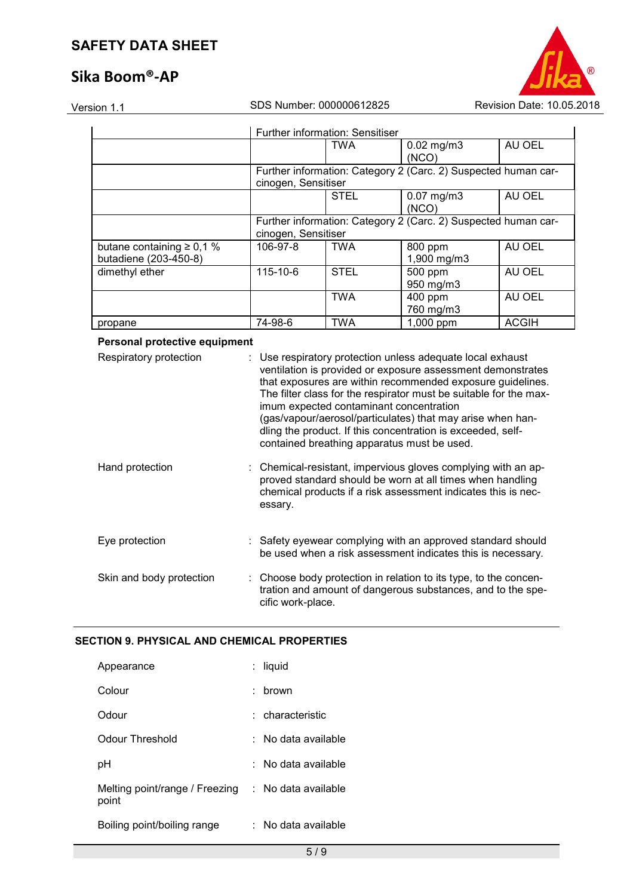| | | | | |
|---|---|---|---|---|
| | Further information: Sensitiser | | | |
| | | TWA | 0.02 mg/m3 (NCO) | AU OEL |
| | Further information: Category 2 (Carc. 2) Suspected human carcinogen, Sensitiser | | | |
| | | STEL | 0.07 mg/m3 (NCO) | AU OEL |
| | Further information: Category 2 (Carc. 2) Suspected human carcinogen, Sensitiser | | | |
| butane containing ≥ 0,1 % butadiene (203-450-8) | 106-97-8 | TWA | 800 ppm 1,900 mg/m3 | AU OEL |
| dimethyl ether | 115-10-6 | STEL | 500 ppm 950 mg/m3 | AU OEL |
| | | TWA | 400 ppm 760 mg/m3 | AU OEL |
| propane | 74-98-6 | TWA | 1,000 ppm | ACGIH |

**Personal protective equipment**

Respiratory protection : Use respiratory protection unless adequate local exhaust ventilation is provided or exposure assessment demonstrates that exposures are within recommended exposure guidelines. The filter class for the respirator must be suitable for the maximum expected contaminant concentration (gas/vapour/aerosol/particulates) that may arise when handling the product. If this concentration is exceeded, self-contained breathing apparatus must be used.

Hand protection : Chemical-resistant, impervious gloves complying with an approved standard should be worn at all times when handling chemical products if a risk assessment indicates this is necessary.

Eye protection : Safety eyewear complying with an approved standard should be used when a risk assessment indicates this is necessary.

Skin and body protection : Choose body protection in relation to its type, to the concentration and amount of dangerous substances, and to the specific work-place.

## SECTION 9. PHYSICAL AND CHEMICAL PROPERTIES

Appearance : liquid

Colour : brown

Odour : characteristic

Odour Threshold : No data available

pH : No data available

Melting point/range / Freezing point : No data available

Boiling point/boiling range : No data available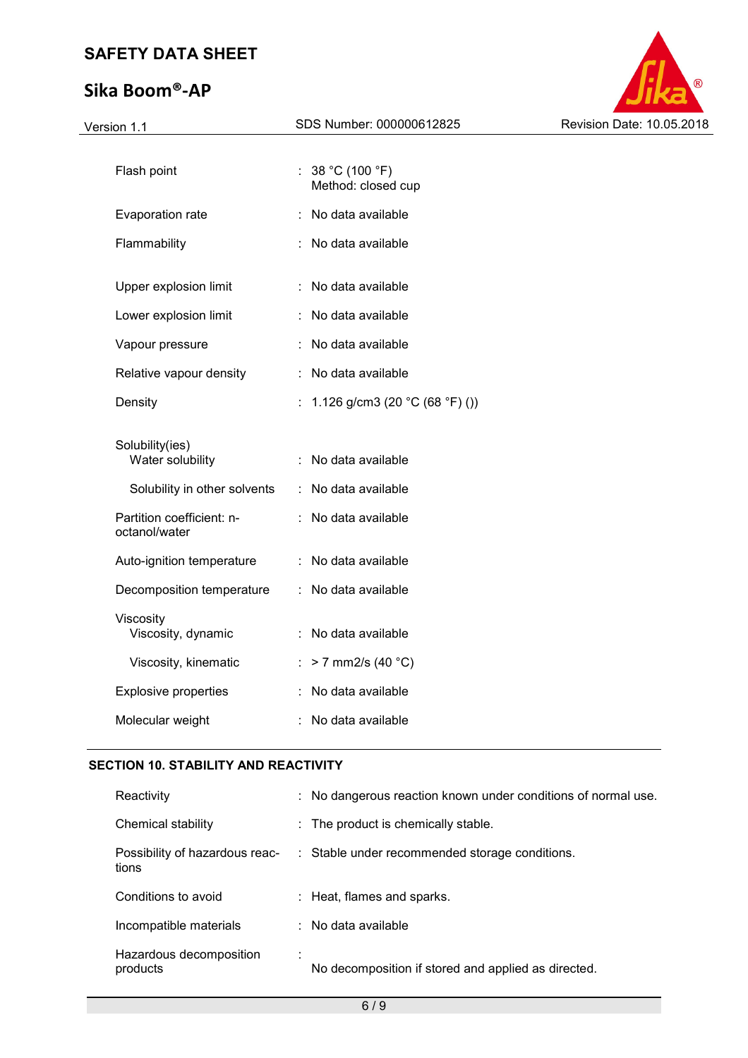| | | |
|---|---|---|
| Flash point | : | 38 °C (100 °F)<br>Method: closed cup |
| Evaporation rate | : | No data available |
| Flammability | : | No data available |
| Upper explosion limit | : | No data available |
| Lower explosion limit | : | No data available |
| Vapour pressure | : | No data available |
| Relative vapour density | : | No data available |
| Density | : | 1.126 g/cm3 (20 °C (68 °F) ()) |
| Solubility(ies)<br>Water solubility | : | No data available |
| Solubility in other solvents | : | No data available |
| Partition coefficient: n-octanol/water | : | No data available |
| Auto-ignition temperature | : | No data available |
| Decomposition temperature | : | No data available |
| Viscosity<br>Viscosity, dynamic | : | No data available |
| Viscosity, kinematic | : | > 7 mm2/s (40 °C) |
| Explosive properties | : | No data available |
| Molecular weight | : | No data available |

## SECTION 10. STABILITY AND REACTIVITY

| | | |
|---|---|---|
| Reactivity | : | No dangerous reaction known under conditions of normal use. |
| Chemical stability | : | The product is chemically stable. |
| Possibility of hazardous reactions | : | Stable under recommended storage conditions. |
| Conditions to avoid | : | Heat, flames and sparks. |
| Incompatible materials | : | No data available |
| Hazardous decomposition products | : | No decomposition if stored and applied as directed. |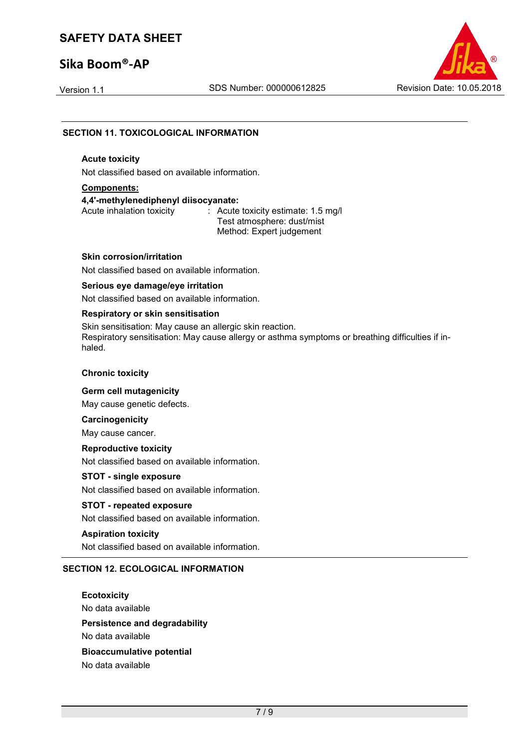## SECTION 11. TOXICOLOGICAL INFORMATION

### Acute toxicity

Not classified based on available information.

**Components:**

**4,4'-methylenediphenyl diisocyanate:**

| | |
|---|---|
| Acute inhalation toxicity | : Acute toxicity estimate: 1.5 mg/l<br>Test atmosphere: dust/mist<br>Method: Expert judgement |

### Skin corrosion/irritation

Not classified based on available information.

### Serious eye damage/eye irritation

Not classified based on available information.

### Respiratory or skin sensitisation

Skin sensitisation: May cause an allergic skin reaction.
Respiratory sensitisation: May cause allergy or asthma symptoms or breathing difficulties if inhaled.

### Chronic toxicity

### Germ cell mutagenicity

May cause genetic defects.

### Carcinogenicity

May cause cancer.

### Reproductive toxicity

Not classified based on available information.

### STOT - single exposure

Not classified based on available information.

### STOT - repeated exposure

Not classified based on available information.

### Aspiration toxicity

Not classified based on available information.

## SECTION 12. ECOLOGICAL INFORMATION

### Ecotoxicity

No data available

### Persistence and degradability

No data available

### Bioaccumulative potential

No data available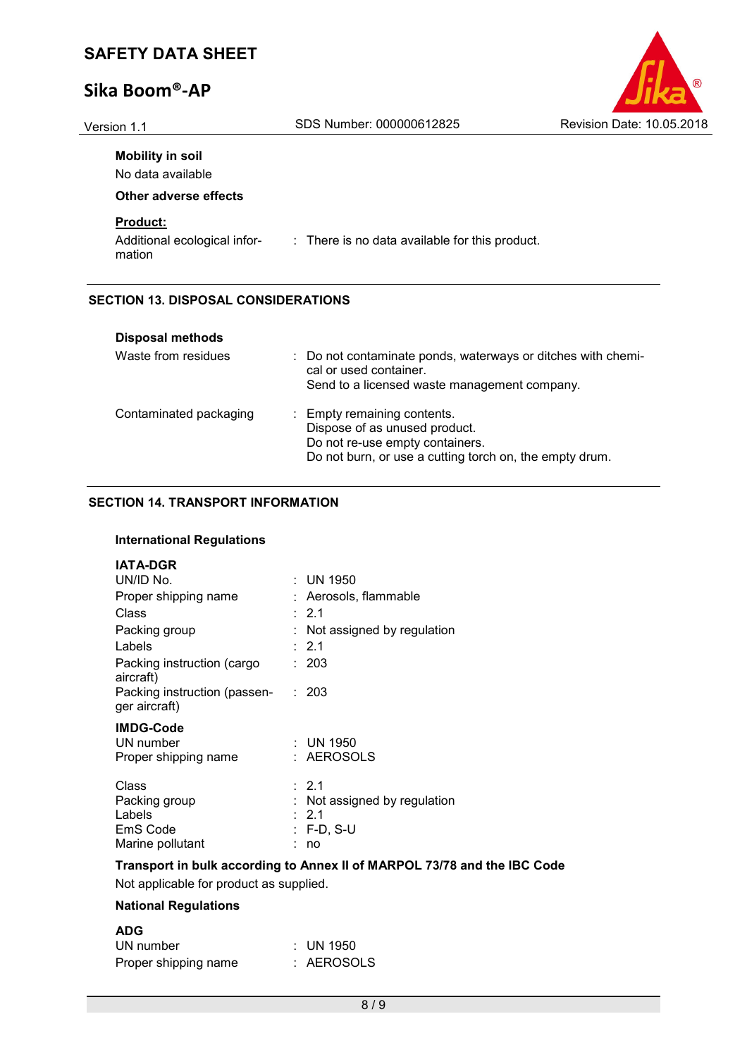**Mobility in soil**

No data available

**Other adverse effects**

**Product:**

Additional ecological information : There is no data available for this product.

## SECTION 13. DISPOSAL CONSIDERATIONS

**Disposal methods**

| | |
|---|---|
| Waste from residues | : Do not contaminate ponds, waterways or ditches with chemical or used container.<br>Send to a licensed waste management company. |
| Contaminated packaging | : Empty remaining contents.<br>Dispose of as unused product.<br>Do not re-use empty containers.<br>Do not burn, or use a cutting torch on, the empty drum. |

## SECTION 14. TRANSPORT INFORMATION

**International Regulations**

**IATA-DGR**

| | |
|---|---|
| UN/ID No. | : UN 1950 |
| Proper shipping name | : Aerosols, flammable |
| Class | : 2.1 |
| Packing group | : Not assigned by regulation |
| Labels | : 2.1 |
| Packing instruction (cargo aircraft) | : 203 |
| Packing instruction (passenger aircraft) | : 203 |

**IMDG-Code**

| | |
|---|---|
| UN number | : UN 1950 |
| Proper shipping name | : AEROSOLS |
| Class | : 2.1 |
| Packing group | : Not assigned by regulation |
| Labels | : 2.1 |
| EmS Code | : F-D, S-U |
| Marine pollutant | : no |

**Transport in bulk according to Annex II of MARPOL 73/78 and the IBC Code**

Not applicable for product as supplied.

**National Regulations**

**ADG**

| | |
|---|---|
| UN number | : UN 1950 |
| Proper shipping name | : AEROSOLS |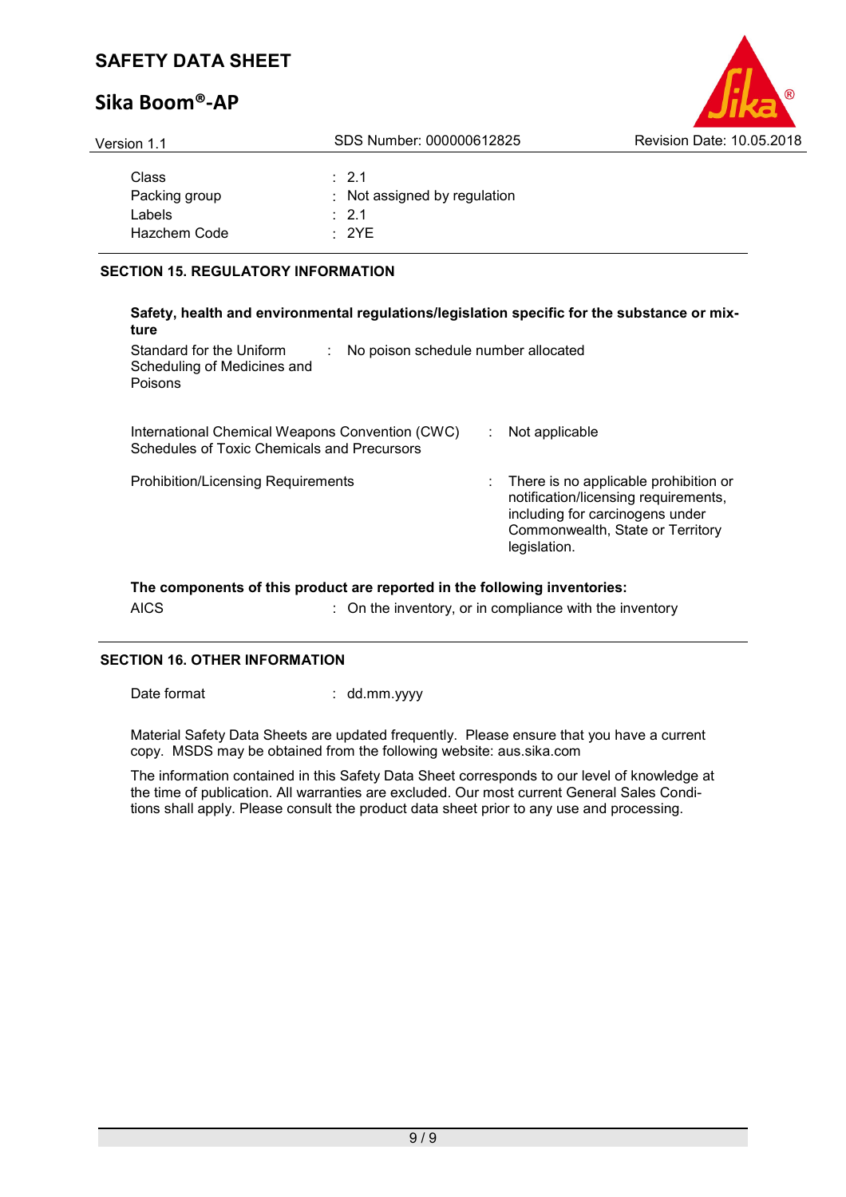| | | |
|---|---|---|
| Class | : | 2.1 |
| Packing group | : | Not assigned by regulation |
| Labels | : | 2.1 |
| Hazchem Code | : | 2YE |

## SECTION 15. REGULATORY INFORMATION

**Safety, health and environmental regulations/legislation specific for the substance or mixture**

| | | |
|---|---|---|
| Standard for the Uniform Scheduling of Medicines and Poisons | : | No poison schedule number allocated |
| International Chemical Weapons Convention (CWC) Schedules of Toxic Chemicals and Precursors | : | Not applicable |
| Prohibition/Licensing Requirements | : | There is no applicable prohibition or notification/licensing requirements, including for carcinogens under Commonwealth, State or Territory legislation. |

**The components of this product are reported in the following inventories:**

| | | |
|---|---|---|
| AICS | : | On the inventory, or in compliance with the inventory |

## SECTION 16. OTHER INFORMATION

| | | |
|---|---|---|
| Date format | : | dd.mm.yyyy |

Material Safety Data Sheets are updated frequently. Please ensure that you have a current copy. MSDS may be obtained from the following website: aus.sika.com

The information contained in this Safety Data Sheet corresponds to our level of knowledge at the time of publication. All warranties are excluded. Our most current General Sales Conditions shall apply. Please consult the product data sheet prior to any use and processing.